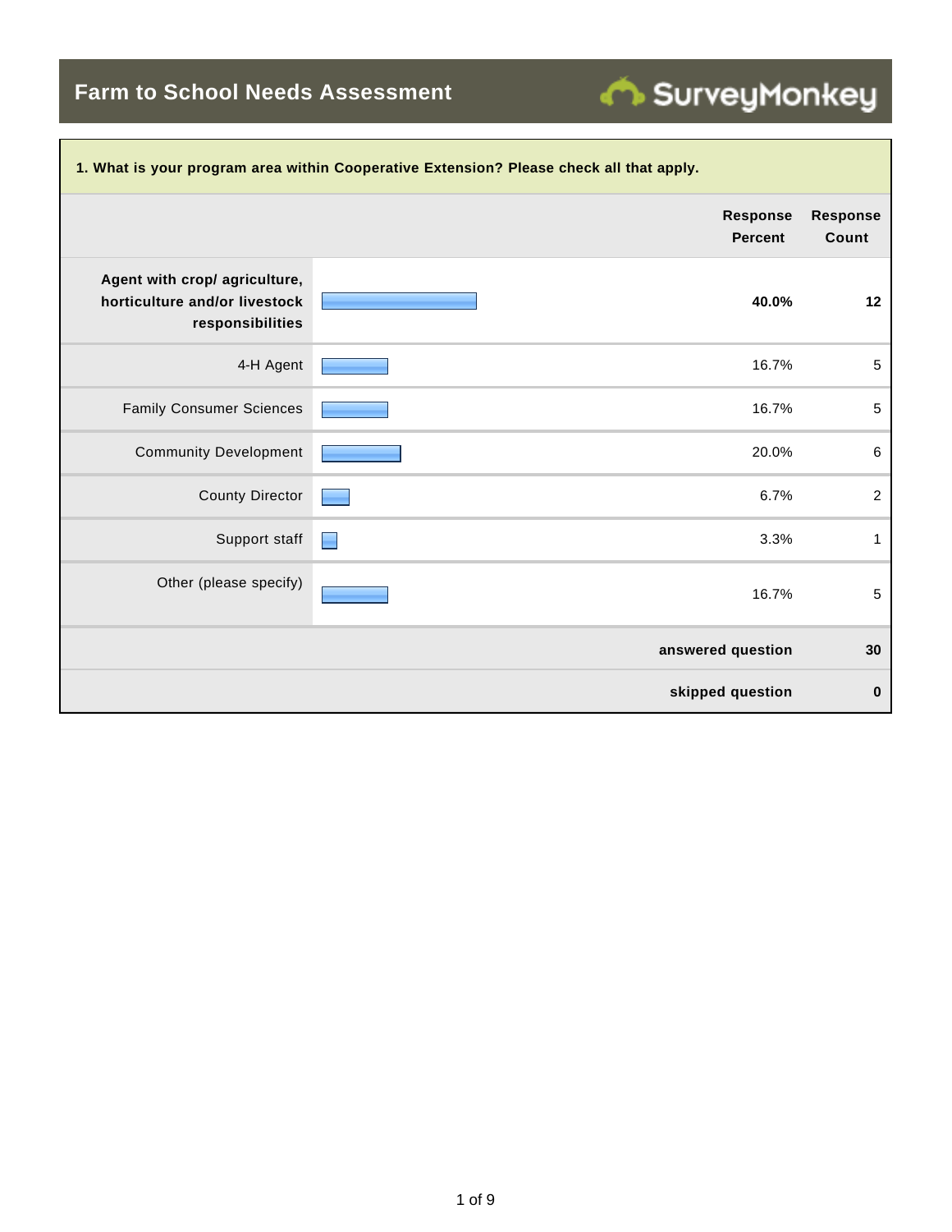# Farm to School Needs Assessment

**1. What is your program area within Cooperative Extension? Please check all that apply.**

| | Response Percent | Response Count |
|---|---|---|
| **Agent with crop/ agriculture, horticulture and/or livestock responsibilities** | **40.0%** | **12** |
| 4-H Agent | 16.7% | 5 |
| Family Consumer Sciences | 16.7% | 5 |
| Community Development | 20.0% | 6 |
| County Director | 6.7% | 2 |
| Support staff | 3.3% | 1 |
| Other (please specify) | 16.7% | 5 |
| | **answered question** | **30** |
| | **skipped question** | **0** |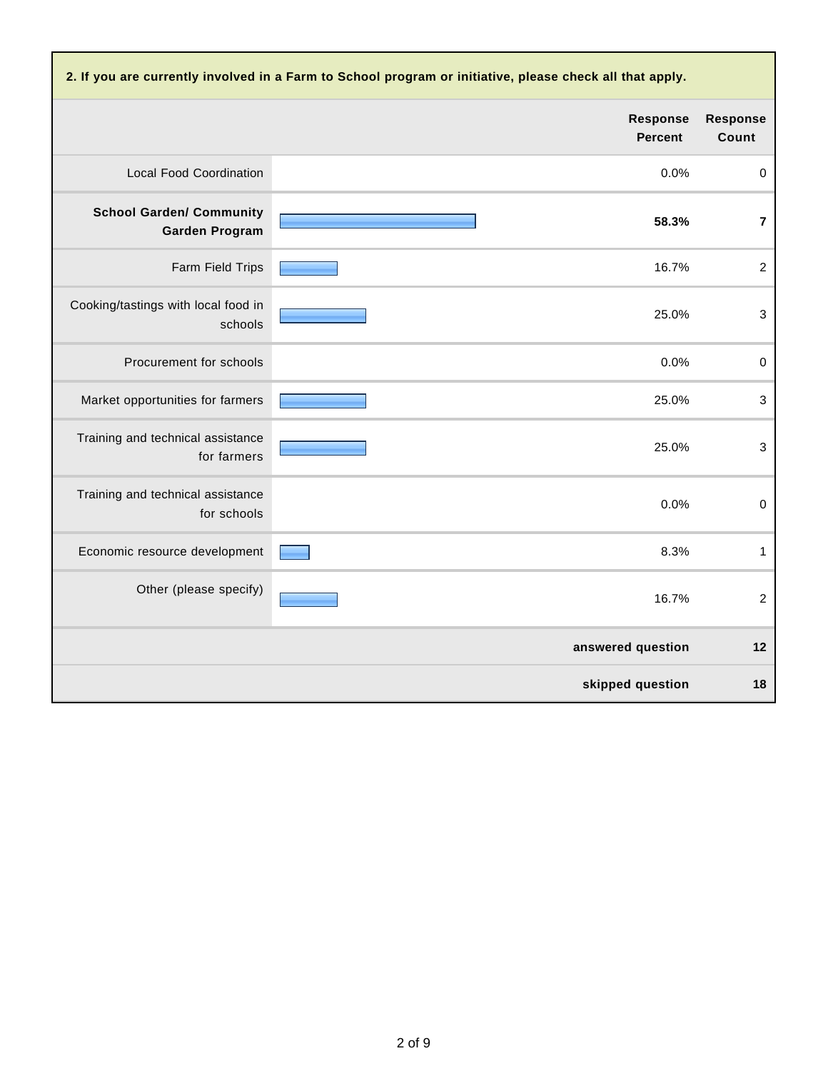**2. If you are currently involved in a Farm to School program or initiative, please check all that apply.**

| | Response Percent | Response Count |
|---|---|---|
| Local Food Coordination | 0.0% | 0 |
| **School Garden/ Community Garden Program** | **58.3%** | **7** |
| Farm Field Trips | 16.7% | 2 |
| Cooking/tastings with local food in schools | 25.0% | 3 |
| Procurement for schools | 0.0% | 0 |
| Market opportunities for farmers | 25.0% | 3 |
| Training and technical assistance for farmers | 25.0% | 3 |
| Training and technical assistance for schools | 0.0% | 0 |
| Economic resource development | 8.3% | 1 |
| Other (please specify) | 16.7% | 2 |
| | **answered question** | **12** |
| | **skipped question** | **18** |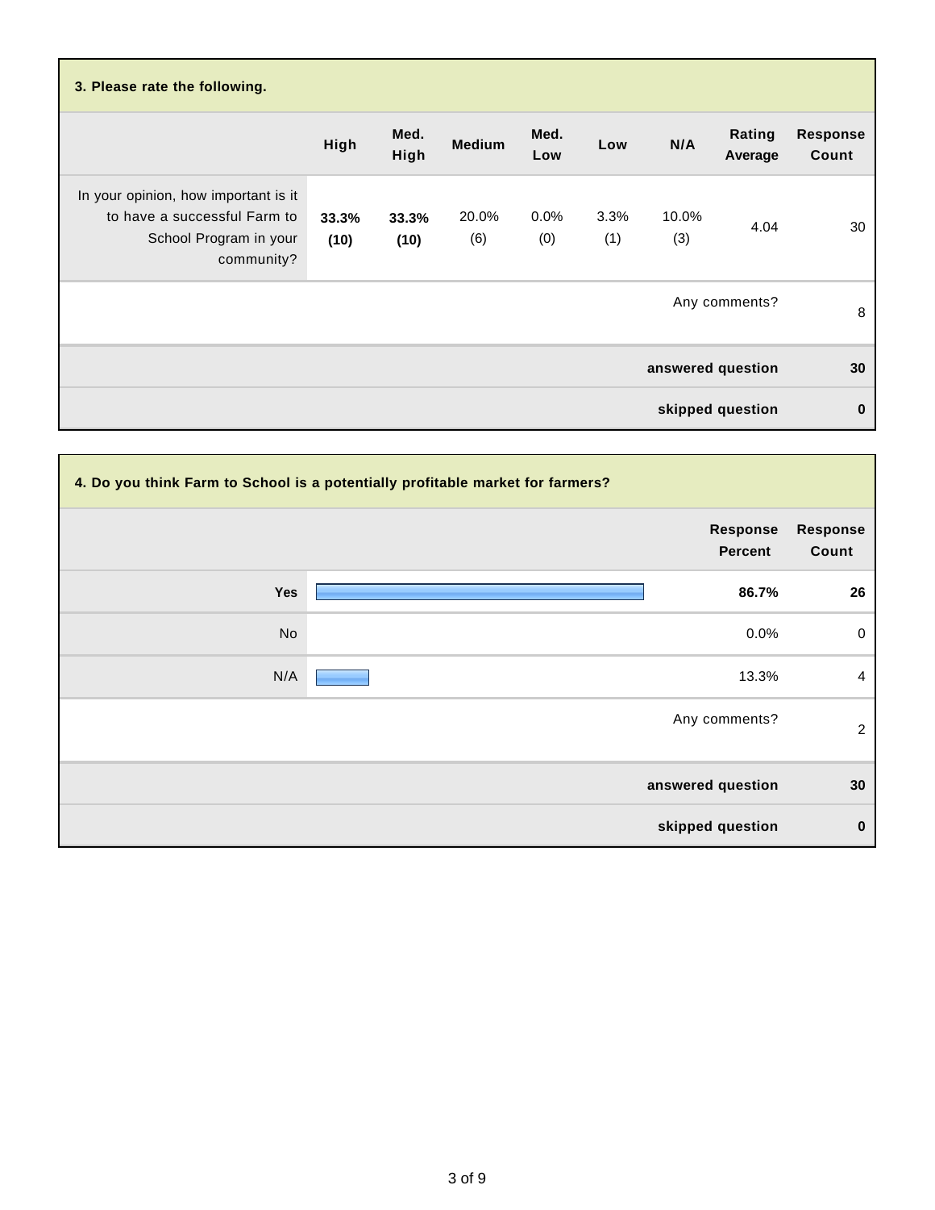**3. Please rate the following.**

| | High | Med. High | Medium | Med. Low | Low | N/A | Rating Average | Response Count |
|---|---|---|---|---|---|---|---|---|
| In your opinion, how important is it to have a successful Farm to School Program in your community? | **33.3% (10)** | **33.3% (10)** | 20.0% (6) | 0.0% (0) | 3.3% (1) | 10.0% (3) | 4.04 | 30 |
| | | | | | | | Any comments? | 8 |
| | | | | | | | **answered question** | **30** |
| | | | | | | | **skipped question** | **0** |

**4. Do you think Farm to School is a potentially profitable market for farmers?**

| | Response Percent | Response Count |
|---|---|---|
| **Yes** | **86.7%** | **26** |
| No | 0.0% | 0 |
| N/A | 13.3% | 4 |
| | Any comments? | 2 |
| | **answered question** | **30** |
| | **skipped question** | **0** |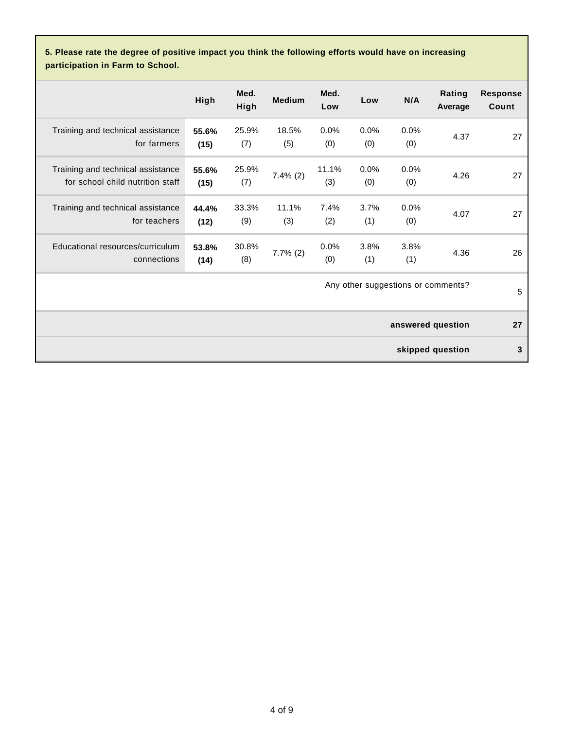**5. Please rate the degree of positive impact you think the following efforts would have on increasing participation in Farm to School.**

| | High | Med. High | Medium | Med. Low | Low | N/A | Rating Average | Response Count |
|---|---|---|---|---|---|---|---|---|
| Training and technical assistance for farmers | **55.6% (15)** | 25.9% (7) | 18.5% (5) | 0.0% (0) | 0.0% (0) | 0.0% (0) | 4.37 | 27 |
| Training and technical assistance for school child nutrition staff | **55.6% (15)** | 25.9% (7) | 7.4% (2) | 11.1% (3) | 0.0% (0) | 0.0% (0) | 4.26 | 27 |
| Training and technical assistance for teachers | **44.4% (12)** | 33.3% (9) | 11.1% (3) | 7.4% (2) | 3.7% (1) | 0.0% (0) | 4.07 | 27 |
| Educational resources/curriculum connections | **53.8% (14)** | 30.8% (8) | 7.7% (2) | 0.0% (0) | 3.8% (1) | 3.8% (1) | 4.36 | 26 |
| | | | | | | | Any other suggestions or comments? | 5 |
| | | | | | | | **answered question** | **27** |
| | | | | | | | **skipped question** | **3** |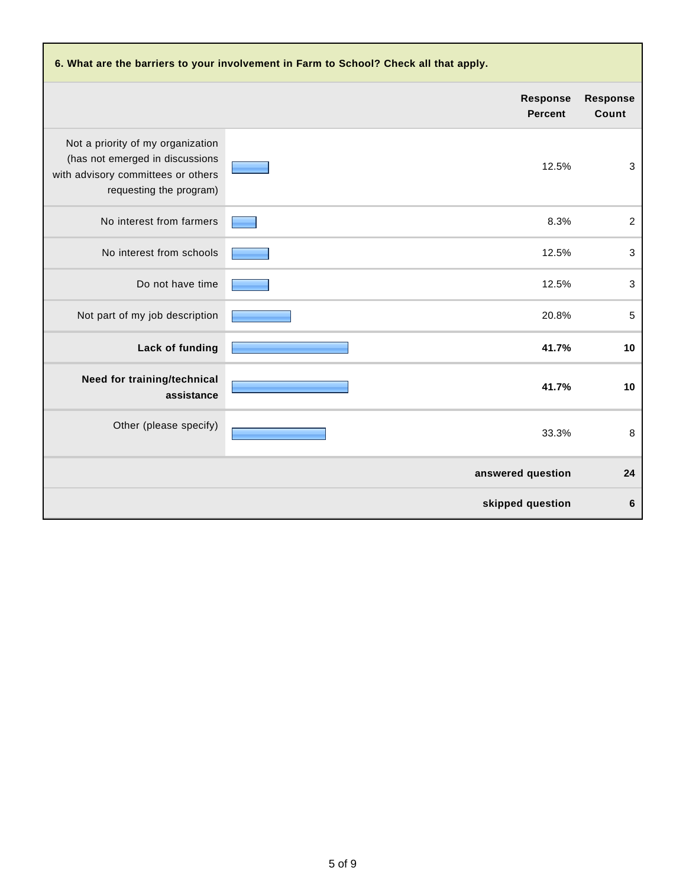**6. What are the barriers to your involvement in Farm to School? Check all that apply.**

| | Response Percent | Response Count |
|---|---|---|
| Not a priority of my organization (has not emerged in discussions with advisory committees or others requesting the program) | 12.5% | 3 |
| No interest from farmers | 8.3% | 2 |
| No interest from schools | 12.5% | 3 |
| Do not have time | 12.5% | 3 |
| Not part of my job description | 20.8% | 5 |
| **Lack of funding** | **41.7%** | **10** |
| **Need for training/technical assistance** | **41.7%** | **10** |
| Other (please specify) | 33.3% | 8 |
| | **answered question** | **24** |
| | **skipped question** | **6** |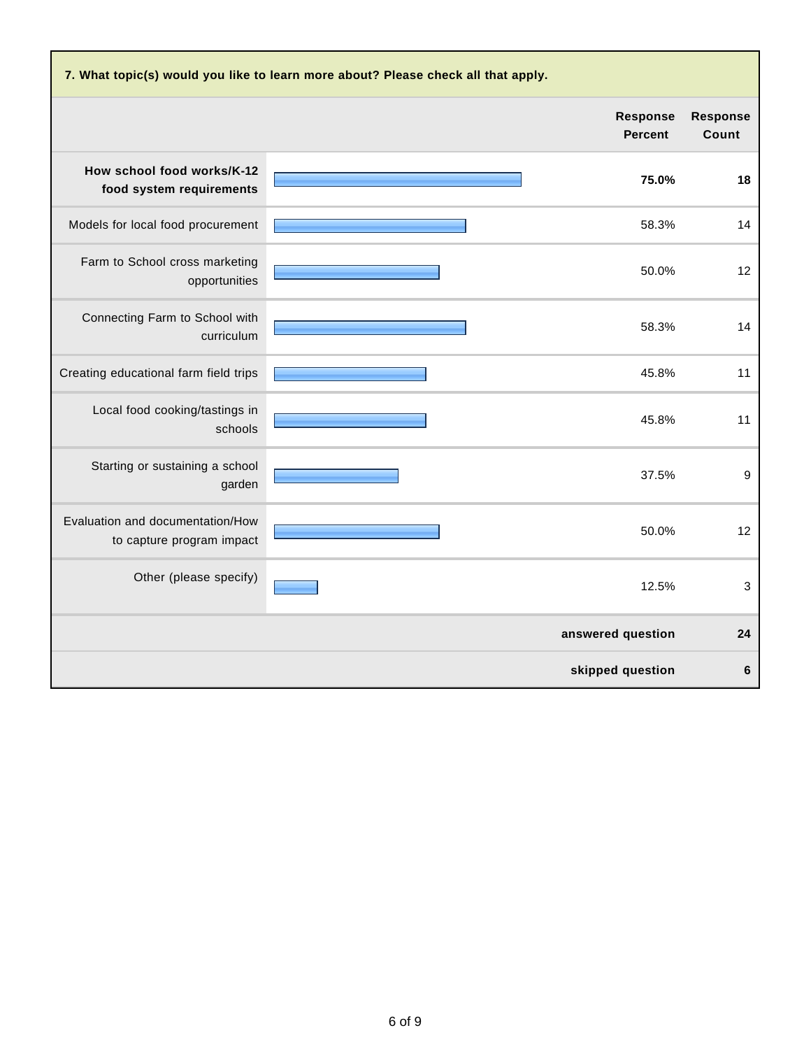**7. What topic(s) would you like to learn more about? Please check all that apply.**

| | Response Percent | Response Count |
|---|---|---|
| **How school food works/K-12 food system requirements** | **75.0%** | **18** |
| Models for local food procurement | 58.3% | 14 |
| Farm to School cross marketing opportunities | 50.0% | 12 |
| Connecting Farm to School with curriculum | 58.3% | 14 |
| Creating educational farm field trips | 45.8% | 11 |
| Local food cooking/tastings in schools | 45.8% | 11 |
| Starting or sustaining a school garden | 37.5% | 9 |
| Evaluation and documentation/How to capture program impact | 50.0% | 12 |
| Other (please specify) | 12.5% | 3 |
| | **answered question** | **24** |
| | **skipped question** | **6** |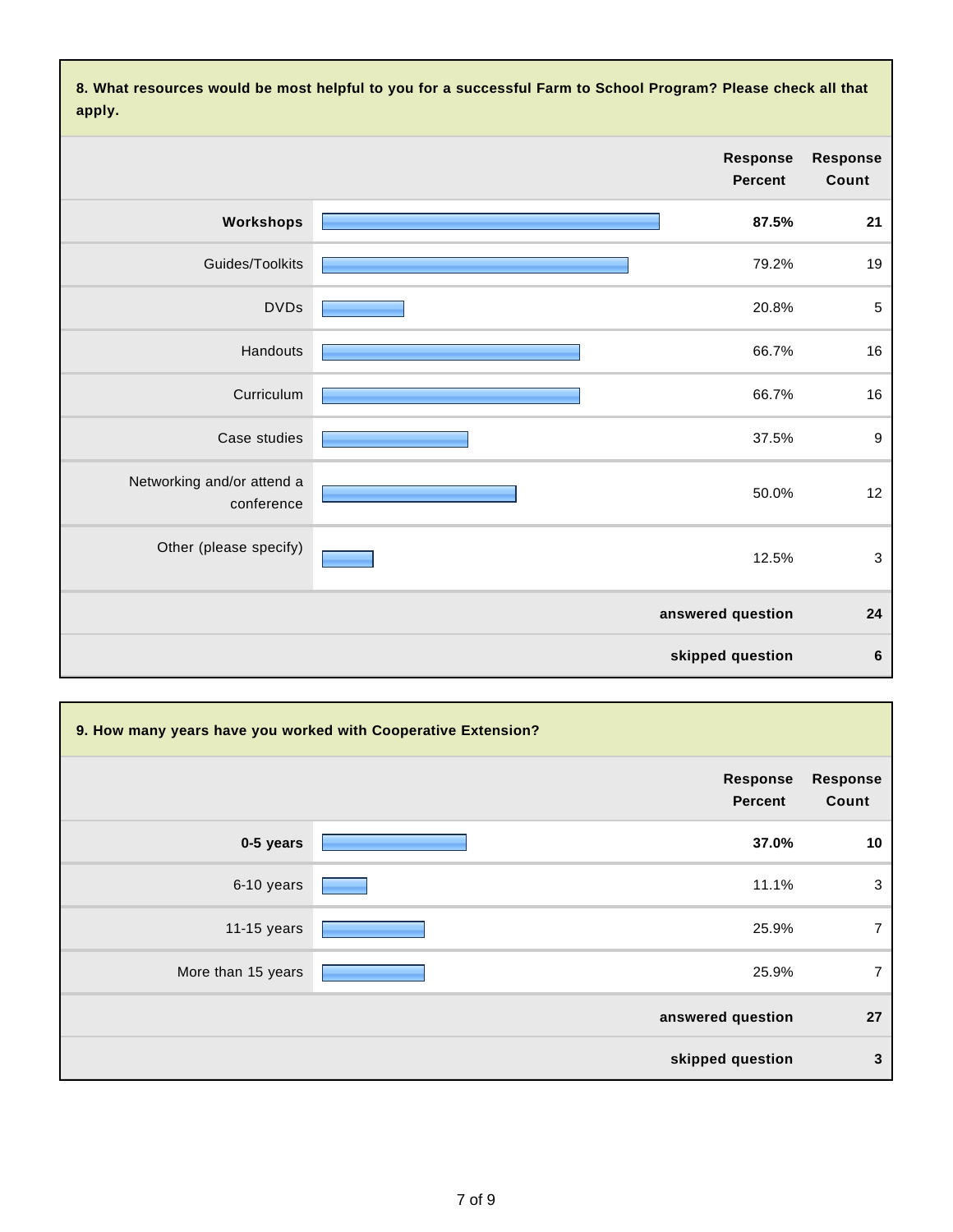**8. What resources would be most helpful to you for a successful Farm to School Program? Please check all that apply.**

| | Response Percent | Response Count |
|---|---|---|
| **Workshops** | **87.5%** | **21** |
| Guides/Toolkits | 79.2% | 19 |
| DVDs | 20.8% | 5 |
| Handouts | 66.7% | 16 |
| Curriculum | 66.7% | 16 |
| Case studies | 37.5% | 9 |
| Networking and/or attend a conference | 50.0% | 12 |
| Other (please specify) | 12.5% | 3 |
| | **answered question** | **24** |
| | **skipped question** | **6** |

**9. How many years have you worked with Cooperative Extension?**

| | Response Percent | Response Count |
|---|---|---|
| **0-5 years** | **37.0%** | **10** |
| 6-10 years | 11.1% | 3 |
| 11-15 years | 25.9% | 7 |
| More than 15 years | 25.9% | 7 |
| | **answered question** | **27** |
| | **skipped question** | **3** |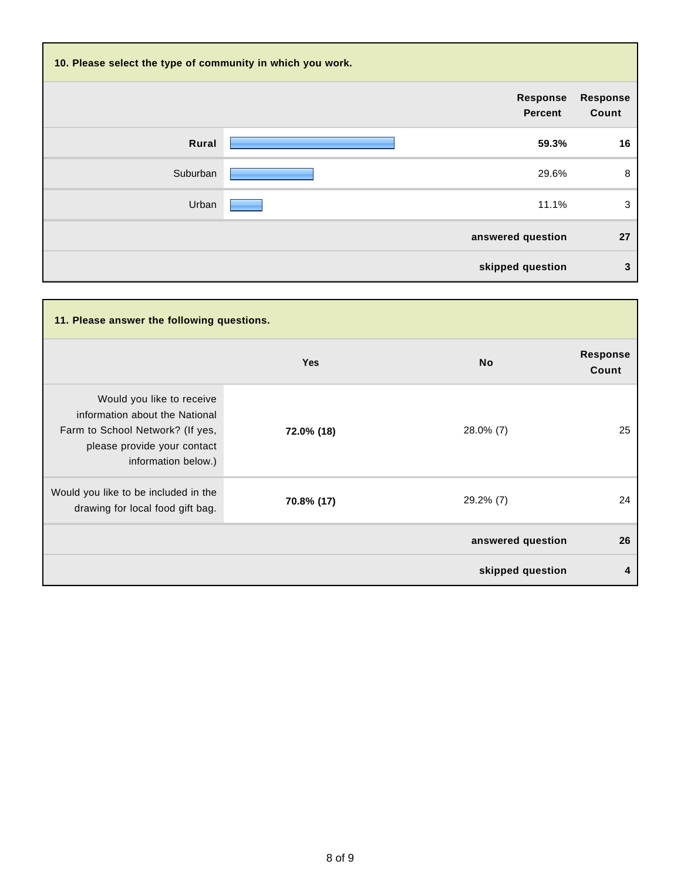**10. Please select the type of community in which you work.**

| | Response Percent | Response Count |
|---|---|---|
| **Rural** | **59.3%** | **16** |
| Suburban | 29.6% | 8 |
| Urban | 11.1% | 3 |
| | **answered question** | **27** |
| | **skipped question** | **3** |

**11. Please answer the following questions.**

| | Yes | No | Response Count |
|---|---|---|---|
| Would you like to receive information about the National Farm to School Network? (If yes, please provide your contact information below.) | **72.0% (18)** | 28.0% (7) | 25 |
| Would you like to be included in the drawing for local food gift bag. | **70.8% (17)** | 29.2% (7) | 24 |
| | | **answered question** | **26** |
| | | **skipped question** | **4** |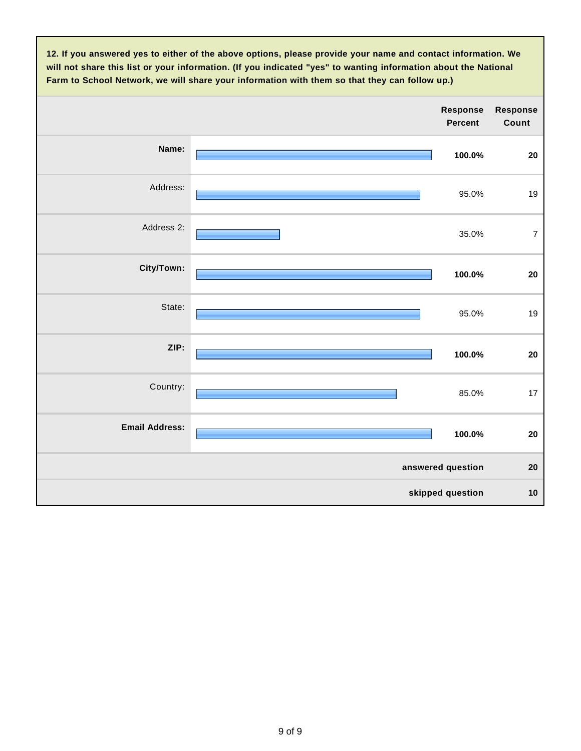**12. If you answered yes to either of the above options, please provide your name and contact information. We will not share this list or your information. (If you indicated "yes" to wanting information about the National Farm to School Network, we will share your information with them so that they can follow up.)**

| | Response Percent | Response Count |
|---|---|---|
| **Name:** | **100.0%** | **20** |
| Address: | 95.0% | 19 |
| Address 2: | 35.0% | 7 |
| **City/Town:** | **100.0%** | **20** |
| State: | 95.0% | 19 |
| **ZIP:** | **100.0%** | **20** |
| Country: | 85.0% | 17 |
| **Email Address:** | **100.0%** | **20** |
| | **answered question** | **20** |
| | **skipped question** | **10** |